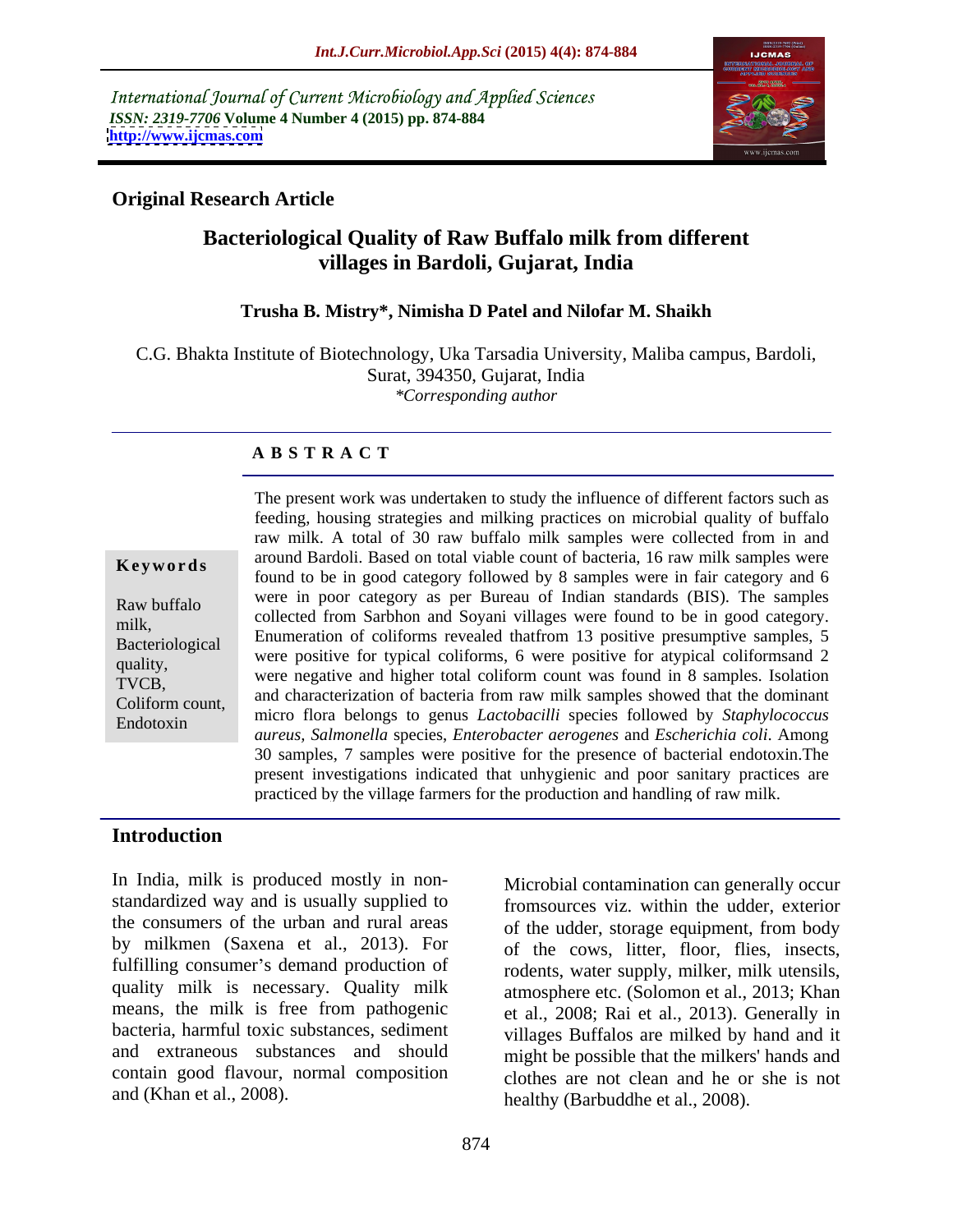International Journal of Current Microbiology and Applied Sciences
*ISSN: 2319-7706* **Volume 4 Number 4 (2015) pp. 874-884**
**http://www.ijcmas.com**

**Original Research Article**

# Bacteriological Quality of Raw Buffalo milk from different villages in Bardoli, Gujarat, India

**Trusha B. Mistry\*, Nimisha D Patel and Nilofar M. Shaikh**

C.G. Bhakta Institute of Biotechnology, Uka Tarsadia University, Maliba campus, Bardoli, Surat, 394350, Gujarat, India
*\*Corresponding author*

## ABSTRACT

**Keywords**

Raw buffalo milk, Bacteriological quality, TVCB, Coliform count, Endotoxin

The present work was undertaken to study the influence of different factors such as feeding, housing strategies and milking practices on microbial quality of buffalo raw milk. A total of 30 raw buffalo milk samples were collected from in and around Bardoli. Based on total viable count of bacteria, 16 raw milk samples were found to be in good category followed by 8 samples were in fair category and 6 were in poor category as per Bureau of Indian standards (BIS). The samples collected from Sarbhon and Soyani villages were found to be in good category. Enumeration of coliforms revealed thatfrom 13 positive presumptive samples, 5 were positive for typical coliforms, 6 were positive for atypical coliformsand 2 were negative and higher total coliform count was found in 8 samples. Isolation and characterization of bacteria from raw milk samples showed that the dominant micro flora belongs to genus *Lactobacilli* species followed by *Staphylococcus aureus, Salmonella* species, *Enterobacter aerogenes* and *Escherichia coli*. Among 30 samples, 7 samples were positive for the presence of bacterial endotoxin.The present investigations indicated that unhygienic and poor sanitary practices are practiced by the village farmers for the production and handling of raw milk.

## Introduction

In India, milk is produced mostly in non-standardized way and is usually supplied to the consumers of the urban and rural areas by milkmen (Saxena et al., 2013). For fulfilling consumer's demand production of quality milk is necessary. Quality milk means, the milk is free from pathogenic bacteria, harmful toxic substances, sediment and extraneous substances and should contain good flavour, normal composition and (Khan et al., 2008).

Microbial contamination can generally occur fromsources viz. within the udder, exterior of the udder, storage equipment, from body of the cows, litter, floor, flies, insects, rodents, water supply, milker, milk utensils, atmosphere etc. (Solomon et al., 2013; Khan et al., 2008; Rai et al., 2013). Generally in villages Buffalos are milked by hand and it might be possible that the milkers' hands and clothes are not clean and he or she is not healthy (Barbuddhe et al., 2008).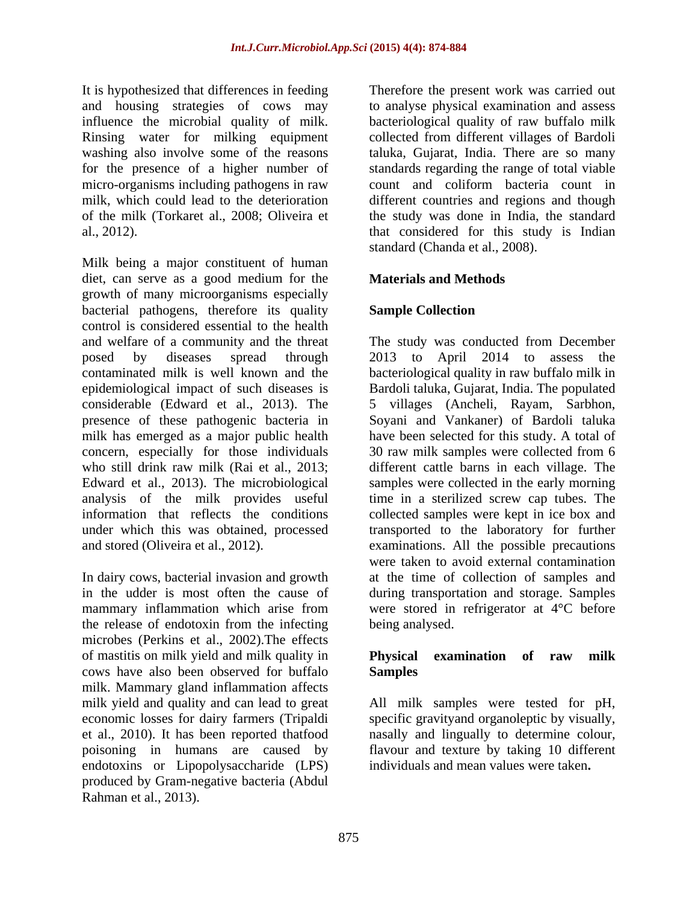It is hypothesized that differences in feeding and housing strategies of cows may influence the microbial quality of milk. Rinsing water for milking equipment washing also involve some of the reasons for the presence of a higher number of micro-organisms including pathogens in raw milk, which could lead to the deterioration of the milk (Torkaret al., 2008; Oliveira et al., 2012).

Milk being a major constituent of human diet, can serve as a good medium for the growth of many microorganisms especially bacterial pathogens, therefore its quality control is considered essential to the health and welfare of a community and the threat posed by diseases spread through contaminated milk is well known and the epidemiological impact of such diseases is considerable (Edward et al., 2013). The presence of these pathogenic bacteria in milk has emerged as a major public health concern, especially for those individuals who still drink raw milk (Rai et al., 2013; Edward et al., 2013). The microbiological analysis of the milk provides useful information that reflects the conditions under which this was obtained, processed and stored (Oliveira et al., 2012).

In dairy cows, bacterial invasion and growth in the udder is most often the cause of mammary inflammation which arise from the release of endotoxin from the infecting microbes (Perkins et al., 2002).The effects of mastitis on milk yield and milk quality in cows have also been observed for buffalo milk. Mammary gland inflammation affects milk yield and quality and can lead to great economic losses for dairy farmers (Tripaldi et al., 2010). It has been reported thatfood poisoning in humans are caused by endotoxins or Lipopolysaccharide (LPS) produced by Gram-negative bacteria (Abdul Rahman et al., 2013).

Therefore the present work was carried out to analyse physical examination and assess bacteriological quality of raw buffalo milk collected from different villages of Bardoli taluka, Gujarat, India. There are so many standards regarding the range of total viable count and coliform bacteria count in different countries and regions and though the study was done in India, the standard that considered for this study is Indian standard (Chanda et al., 2008).

## Materials and Methods

### Sample Collection

The study was conducted from December 2013 to April 2014 to assess the bacteriological quality in raw buffalo milk in Bardoli taluka, Gujarat, India. The populated 5 villages (Ancheli, Rayam, Sarbhon, Soyani and Vankaner) of Bardoli taluka have been selected for this study. A total of 30 raw milk samples were collected from 6 different cattle barns in each village. The samples were collected in the early morning time in a sterilized screw cap tubes. The collected samples were kept in ice box and transported to the laboratory for further examinations. All the possible precautions were taken to avoid external contamination at the time of collection of samples and during transportation and storage. Samples were stored in refrigerator at 4°C before being analysed.

### Physical examination of raw milk Samples

All milk samples were tested for pH, specific gravityand organoleptic by visually, nasally and lingually to determine colour, flavour and texture by taking 10 different individuals and mean values were taken**.**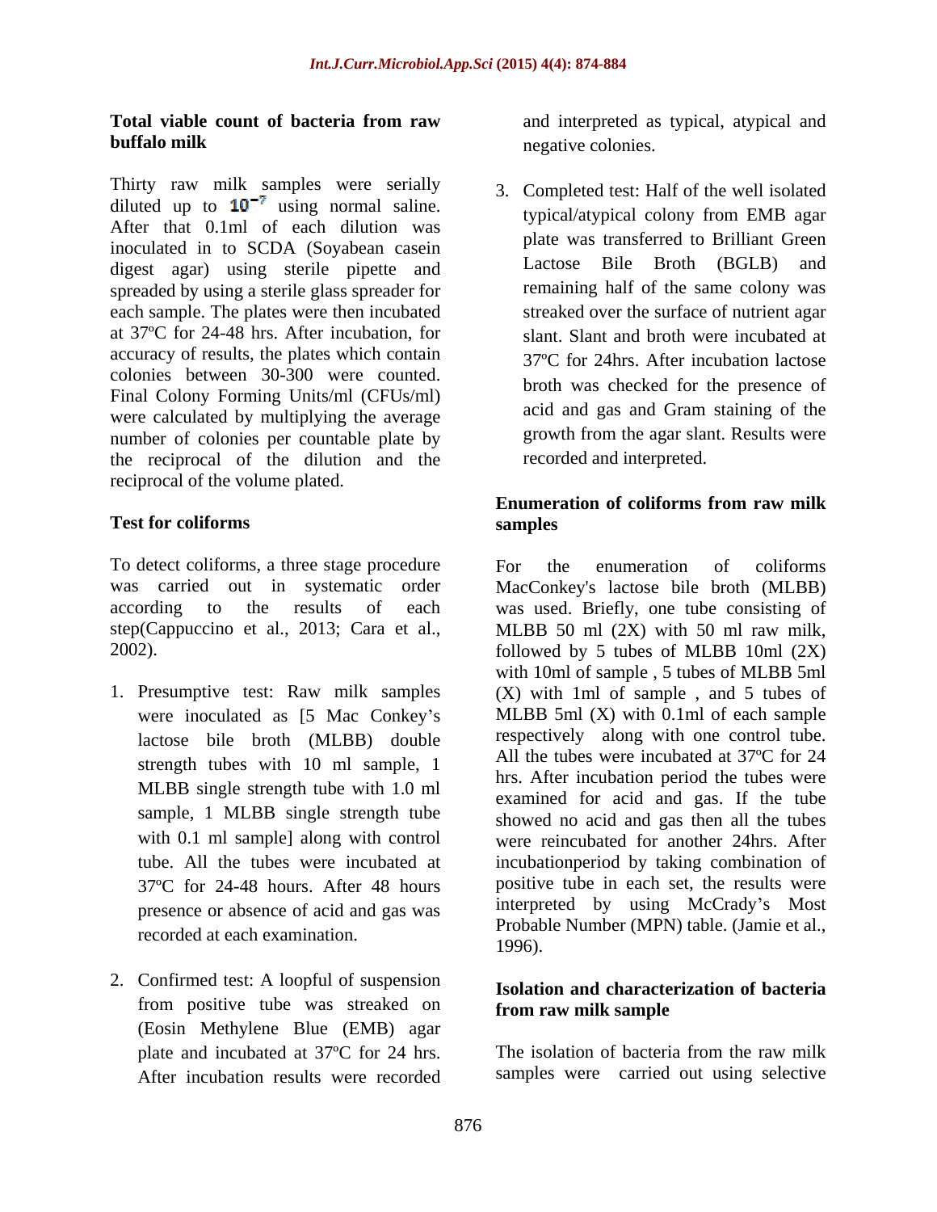### Total viable count of bacteria from raw buffalo milk

Thirty raw milk samples were serially diluted up to $10^{-7}$ using normal saline. After that 0.1ml of each dilution was inoculated in to SCDA (Soyabean casein digest agar) using sterile pipette and spreaded by using a sterile glass spreader for each sample. The plates were then incubated at 37ºC for 24-48 hrs. After incubation, for accuracy of results, the plates which contain colonies between 30-300 were counted. Final Colony Forming Units/ml (CFUs/ml) were calculated by multiplying the average number of colonies per countable plate by the reciprocal of the dilution and the reciprocal of the volume plated.

### Test for coliforms

To detect coliforms, a three stage procedure was carried out in systematic order according to the results of each step(Cappuccino et al., 2013; Cara et al., 2002).

1. Presumptive test: Raw milk samples were inoculated as [5 Mac Conkey's lactose bile broth (MLBB) double strength tubes with 10 ml sample, 1 MLBB single strength tube with 1.0 ml sample, 1 MLBB single strength tube with 0.1 ml sample] along with control tube. All the tubes were incubated at 37ºC for 24-48 hours. After 48 hours presence or absence of acid and gas was recorded at each examination.

2. Confirmed test: A loopful of suspension from positive tube was streaked on (Eosin Methylene Blue (EMB) agar plate and incubated at 37ºC for 24 hrs. After incubation results were recorded and interpreted as typical, atypical and negative colonies.

3. Completed test: Half of the well isolated typical/atypical colony from EMB agar plate was transferred to Brilliant Green Lactose Bile Broth (BGLB) and remaining half of the same colony was streaked over the surface of nutrient agar slant. Slant and broth were incubated at 37ºC for 24hrs. After incubation lactose broth was checked for the presence of acid and gas and Gram staining of the growth from the agar slant. Results were recorded and interpreted.

### Enumeration of coliforms from raw milk samples

For the enumeration of coliforms MacConkey's lactose bile broth (MLBB) was used. Briefly, one tube consisting of MLBB 50 ml (2X) with 50 ml raw milk, followed by 5 tubes of MLBB 10ml (2X) with 10ml of sample , 5 tubes of MLBB 5ml (X) with 1ml of sample , and 5 tubes of MLBB 5ml (X) with 0.1ml of each sample respectively along with one control tube. All the tubes were incubated at 37ºC for 24 hrs. After incubation period the tubes were examined for acid and gas. If the tube showed no acid and gas then all the tubes were reincubated for another 24hrs. After incubationperiod by taking combination of positive tube in each set, the results were interpreted by using McCrady's Most Probable Number (MPN) table. (Jamie et al., 1996).

### Isolation and characterization of bacteria from raw milk sample

The isolation of bacteria from the raw milk samples were carried out using selective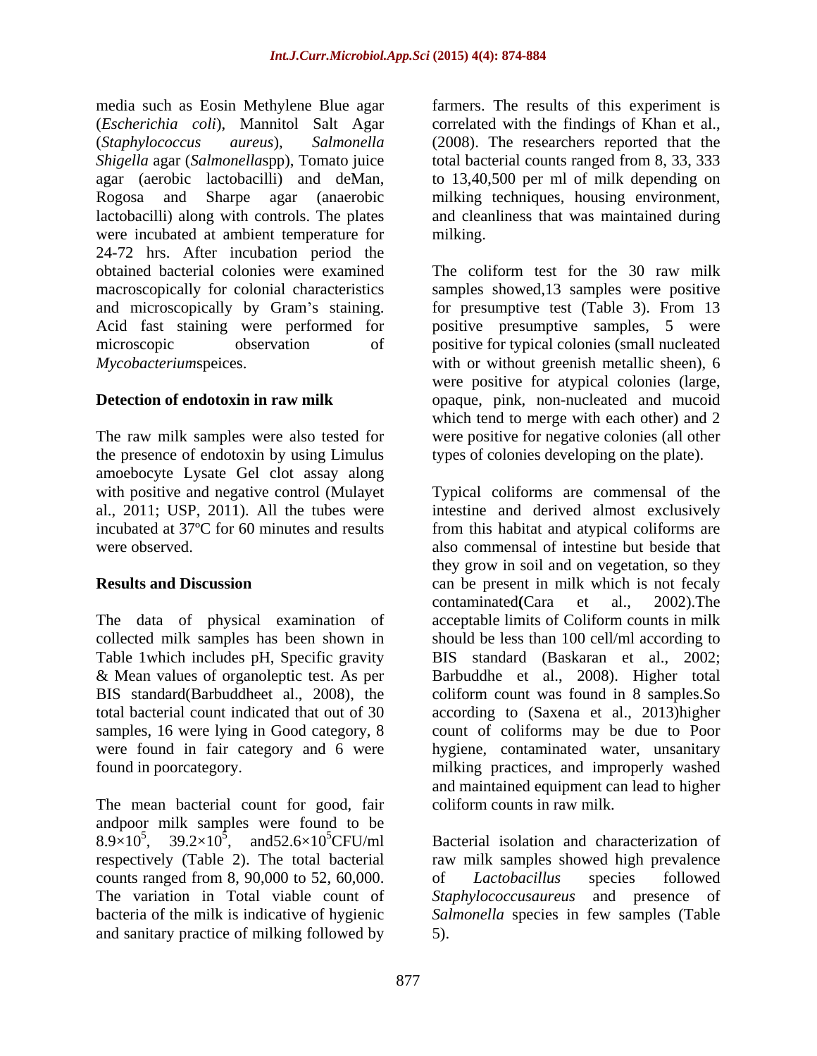media such as Eosin Methylene Blue agar (*Escherichia coli*), Mannitol Salt Agar (*Staphylococcus aureus*), *Salmonella Shigella* agar (*Salmonella*spp), Tomato juice agar (aerobic lactobacilli) and deMan, Rogosa and Sharpe agar (anaerobic lactobacilli) along with controls. The plates were incubated at ambient temperature for 24-72 hrs. After incubation period the obtained bacterial colonies were examined macroscopically for colonial characteristics and microscopically by Gram's staining. Acid fast staining were performed for microscopic observation of *Mycobacterium*speices.

**Detection of endotoxin in raw milk**

The raw milk samples were also tested for the presence of endotoxin by using Limulus amoebocyte Lysate Gel clot assay along with positive and negative control (Mulayet al., 2011; USP, 2011). All the tubes were incubated at 37ºC for 60 minutes and results were observed.

**Results and Discussion**

The data of physical examination of collected milk samples has been shown in Table 1which includes pH, Specific gravity & Mean values of organoleptic test. As per BIS standard(Barbuddheet al., 2008), the total bacterial count indicated that out of 30 samples, 16 were lying in Good category, 8 were found in fair category and 6 were found in poorcategory.

The mean bacterial count for good, fair andpoor milk samples were found to be $8.9\times10^5$, $39.2\times10^5$, and$52.6\times10^5$CFU/ml respectively (Table 2). The total bacterial counts ranged from 8, 90,000 to 52, 60,000. The variation in Total viable count of bacteria of the milk is indicative of hygienic and sanitary practice of milking followed by farmers. The results of this experiment is correlated with the findings of Khan et al., (2008). The researchers reported that the total bacterial counts ranged from 8, 33, 333 to 13,40,500 per ml of milk depending on milking techniques, housing environment, and cleanliness that was maintained during milking.

The coliform test for the 30 raw milk samples showed,13 samples were positive for presumptive test (Table 3). From 13 positive presumptive samples, 5 were positive for typical colonies (small nucleated with or without greenish metallic sheen), 6 were positive for atypical colonies (large, opaque, pink, non-nucleated and mucoid which tend to merge with each other) and 2 were positive for negative colonies (all other types of colonies developing on the plate).

Typical coliforms are commensal of the intestine and derived almost exclusively from this habitat and atypical coliforms are also commensal of intestine but beside that they grow in soil and on vegetation, so they can be present in milk which is not fecaly contaminated**(**Cara et al., 2002).The acceptable limits of Coliform counts in milk should be less than 100 cell/ml according to BIS standard (Baskaran et al., 2002; Barbuddhe et al., 2008). Higher total coliform count was found in 8 samples.So according to (Saxena et al., 2013)higher count of coliforms may be due to Poor hygiene, contaminated water, unsanitary milking practices, and improperly washed and maintained equipment can lead to higher coliform counts in raw milk.

Bacterial isolation and characterization of raw milk samples showed high prevalence of *Lactobacillus* species followed *Staphylococcusaureus* and presence of *Salmonella* species in few samples (Table 5).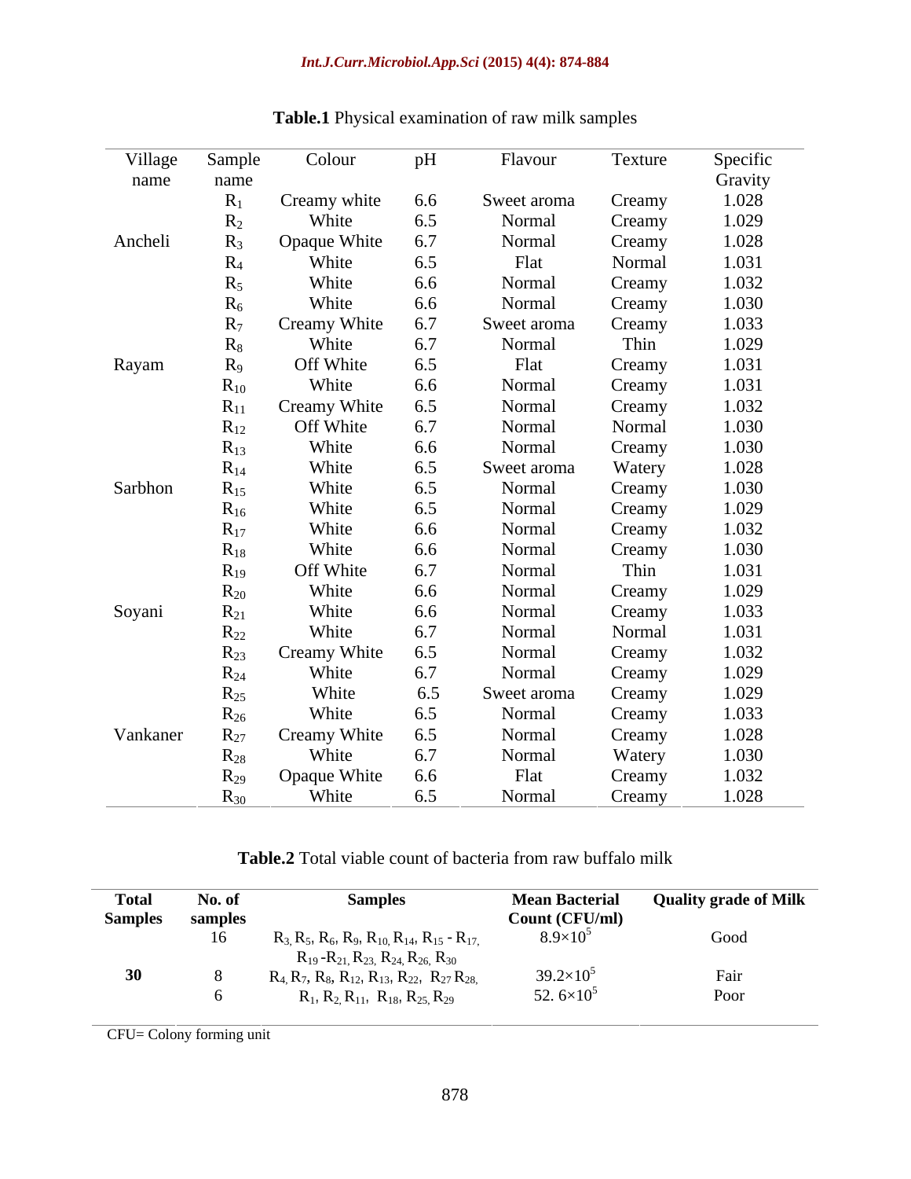**Table.1** Physical examination of raw milk samples

| Village name | Sample name | Colour | pH | Flavour | Texture | Specific Gravity |
|---|---|---|---|---|---|---|
| | $R_1$ | Creamy white | 6.6 | Sweet aroma | Creamy | 1.028 |
| | $R_2$ | White | 6.5 | Normal | Creamy | 1.029 |
| Ancheli | $R_3$ | Opaque White | 6.7 | Normal | Creamy | 1.028 |
| | $R_4$ | White | 6.5 | Flat | Normal | 1.031 |
| | $R_5$ | White | 6.6 | Normal | Creamy | 1.032 |
| | $R_6$ | White | 6.6 | Normal | Creamy | 1.030 |
| | $R_7$ | Creamy White | 6.7 | Sweet aroma | Creamy | 1.033 |
| | $R_8$ | White | 6.7 | Normal | Thin | 1.029 |
| Rayam | $R_9$ | Off White | 6.5 | Flat | Creamy | 1.031 |
| | $R_{10}$ | White | 6.6 | Normal | Creamy | 1.031 |
| | $R_{11}$ | Creamy White | 6.5 | Normal | Creamy | 1.032 |
| | $R_{12}$ | Off White | 6.7 | Normal | Normal | 1.030 |
| | $R_{13}$ | White | 6.6 | Normal | Creamy | 1.030 |
| | $R_{14}$ | White | 6.5 | Sweet aroma | Watery | 1.028 |
| Sarbhon | $R_{15}$ | White | 6.5 | Normal | Creamy | 1.030 |
| | $R_{16}$ | White | 6.5 | Normal | Creamy | 1.029 |
| | $R_{17}$ | White | 6.6 | Normal | Creamy | 1.032 |
| | $R_{18}$ | White | 6.6 | Normal | Creamy | 1.030 |
| | $R_{19}$ | Off White | 6.7 | Normal | Thin | 1.031 |
| | $R_{20}$ | White | 6.6 | Normal | Creamy | 1.029 |
| Soyani | $R_{21}$ | White | 6.6 | Normal | Creamy | 1.033 |
| | $R_{22}$ | White | 6.7 | Normal | Normal | 1.031 |
| | $R_{23}$ | Creamy White | 6.5 | Normal | Creamy | 1.032 |
| | $R_{24}$ | White | 6.7 | Normal | Creamy | 1.029 |
| | $R_{25}$ | White | 6.5 | Sweet aroma | Creamy | 1.029 |
| | $R_{26}$ | White | 6.5 | Normal | Creamy | 1.033 |
| Vankaner | $R_{27}$ | Creamy White | 6.5 | Normal | Creamy | 1.028 |
| | $R_{28}$ | White | 6.7 | Normal | Watery | 1.030 |
| | $R_{29}$ | Opaque White | 6.6 | Flat | Creamy | 1.032 |
| | $R_{30}$ | White | 6.5 | Normal | Creamy | 1.028 |

**Table.2** Total viable count of bacteria from raw buffalo milk

| Total Samples | No. of samples | Samples | Mean Bacterial Count (CFU/ml) | Quality grade of Milk |
|---|---|---|---|---|
| | 16 | $R_3$, $R_5$, $R_6$, $R_9$, $R_{10}$, $R_{14}$, $R_{15}$ - $R_{17}$, $R_{19}$ -$R_{21}$, $R_{23}$, $R_{24}$, $R_{26}$, $R_{30}$ | $8.9\times10^5$ | Good |
| 30 | 8 | $R_4$, $R_7$, $R_8$, $R_{12}$, $R_{13}$, $R_{22}$, $R_{27}$ $R_{28}$, | $39.2\times10^5$ | Fair |
| | 6 | $R_1$, $R_2$, $R_{11}$, $R_{18}$, $R_{25}$, $R_{29}$ | $52.6\times10^5$ | Poor |

CFU= Colony forming unit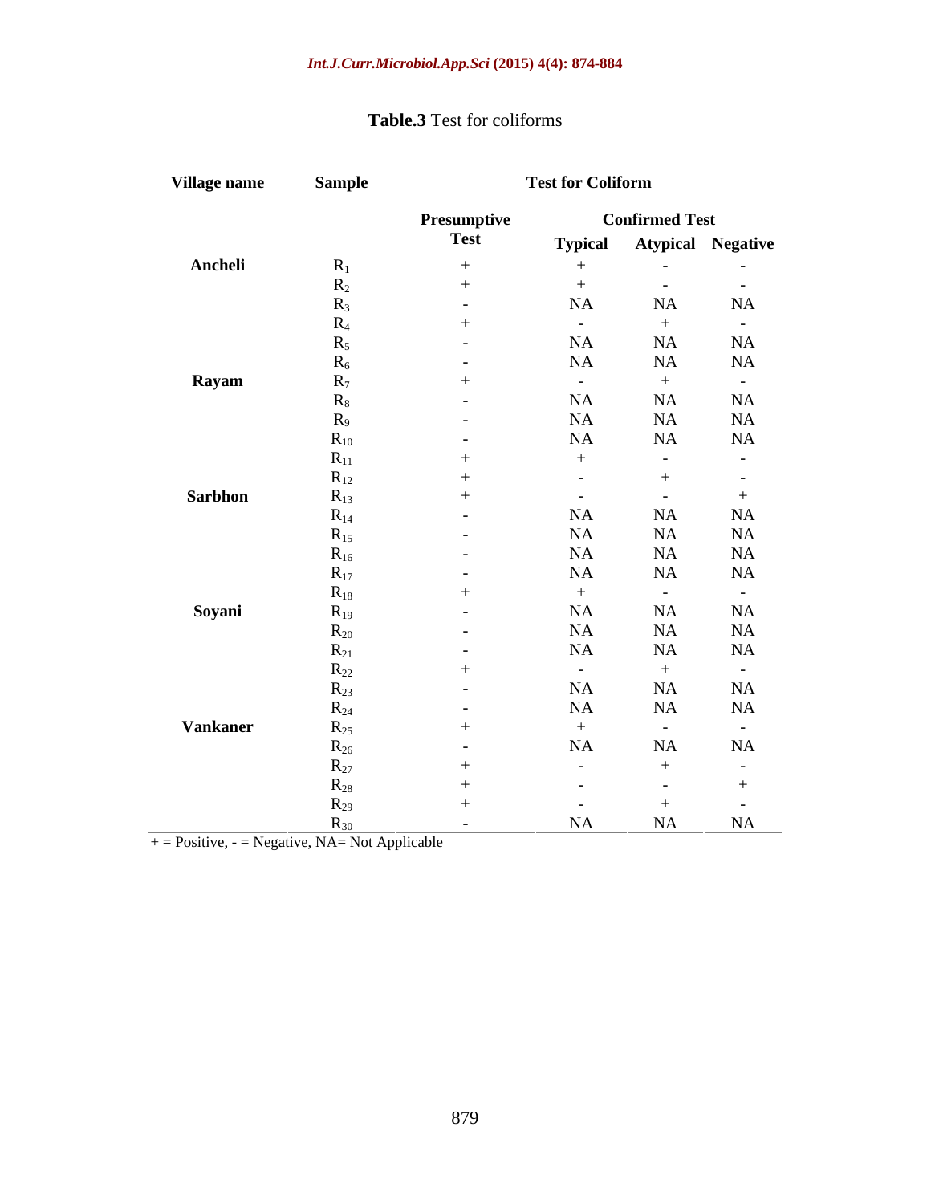**Table.3** Test for coliforms

| Village name | Sample | Test for Coliform | | | |
|---|---|---|---|---|---|
| | | Presumptive Test | Confirmed Test | | |
| | | | Typical | Atypical | Negative |
| Ancheli | $R_1$ | + | + | - | - |
| | $R_2$ | + | + | - | - |
| | $R_3$ | - | NA | NA | NA |
| | $R_4$ | + | - | + | - |
| | $R_5$ | - | NA | NA | NA |
| | $R_6$ | - | NA | NA | NA |
| Rayam | $R_7$ | + | - | + | - |
| | $R_8$ | - | NA | NA | NA |
| | $R_9$ | - | NA | NA | NA |
| | $R_{10}$ | - | NA | NA | NA |
| | $R_{11}$ | + | + | - | - |
| | $R_{12}$ | + | - | + | - |
| Sarbhon | $R_{13}$ | + | - | - | + |
| | $R_{14}$ | - | NA | NA | NA |
| | $R_{15}$ | - | NA | NA | NA |
| | $R_{16}$ | - | NA | NA | NA |
| | $R_{17}$ | - | NA | NA | NA |
| | $R_{18}$ | + | + | - | - |
| Soyani | $R_{19}$ | - | NA | NA | NA |
| | $R_{20}$ | - | NA | NA | NA |
| | $R_{21}$ | - | NA | NA | NA |
| | $R_{22}$ | + | - | + | - |
| | $R_{23}$ | - | NA | NA | NA |
| | $R_{24}$ | - | NA | NA | NA |
| Vankaner | $R_{25}$ | + | + | - | - |
| | $R_{26}$ | - | NA | NA | NA |
| | $R_{27}$ | + | - | + | - |
| | $R_{28}$ | + | - | - | + |
| | $R_{29}$ | + | - | + | - |
| | $R_{30}$ | - | NA | NA | NA |

+ = Positive, - = Negative, NA= Not Applicable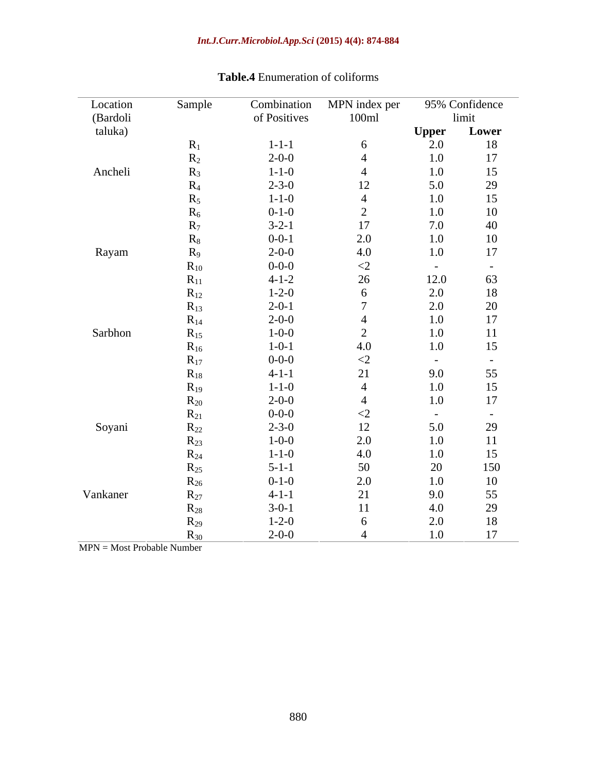**Table.4** Enumeration of coliforms

| Location (Bardoli taluka) | Sample | Combination of Positives | MPN index per 100ml | 95% Confidence limit | |
|---|---|---|---|---|---|
| | | | | **Upper** | **Lower** |
| | $R_1$ | 1-1-1 | 6 | 2.0 | 18 |
| | $R_2$ | 2-0-0 | 4 | 1.0 | 17 |
| Ancheli | $R_3$ | 1-1-0 | 4 | 1.0 | 15 |
| | $R_4$ | 2-3-0 | 12 | 5.0 | 29 |
| | $R_5$ | 1-1-0 | 4 | 1.0 | 15 |
| | $R_6$ | 0-1-0 | 2 | 1.0 | 10 |
| | $R_7$ | 3-2-1 | 17 | 7.0 | 40 |
| | $R_8$ | 0-0-1 | 2.0 | 1.0 | 10 |
| Rayam | $R_9$ | 2-0-0 | 4.0 | 1.0 | 17 |
| | $R_{10}$ | 0-0-0 | <2 | - | - |
| | $R_{11}$ | 4-1-2 | 26 | 12.0 | 63 |
| | $R_{12}$ | 1-2-0 | 6 | 2.0 | 18 |
| | $R_{13}$ | 2-0-1 | 7 | 2.0 | 20 |
| | $R_{14}$ | 2-0-0 | 4 | 1.0 | 17 |
| Sarbhon | $R_{15}$ | 1-0-0 | 2 | 1.0 | 11 |
| | $R_{16}$ | 1-0-1 | 4.0 | 1.0 | 15 |
| | $R_{17}$ | 0-0-0 | <2 | - | - |
| | $R_{18}$ | 4-1-1 | 21 | 9.0 | 55 |
| | $R_{19}$ | 1-1-0 | 4 | 1.0 | 15 |
| | $R_{20}$ | 2-0-0 | 4 | 1.0 | 17 |
| | $R_{21}$ | 0-0-0 | <2 | - | - |
| Soyani | $R_{22}$ | 2-3-0 | 12 | 5.0 | 29 |
| | $R_{23}$ | 1-0-0 | 2.0 | 1.0 | 11 |
| | $R_{24}$ | 1-1-0 | 4.0 | 1.0 | 15 |
| | $R_{25}$ | 5-1-1 | 50 | 20 | 150 |
| | $R_{26}$ | 0-1-0 | 2.0 | 1.0 | 10 |
| Vankaner | $R_{27}$ | 4-1-1 | 21 | 9.0 | 55 |
| | $R_{28}$ | 3-0-1 | 11 | 4.0 | 29 |
| | $R_{29}$ | 1-2-0 | 6 | 2.0 | 18 |
| | $R_{30}$ | 2-0-0 | 4 | 1.0 | 17 |

MPN = Most Probable Number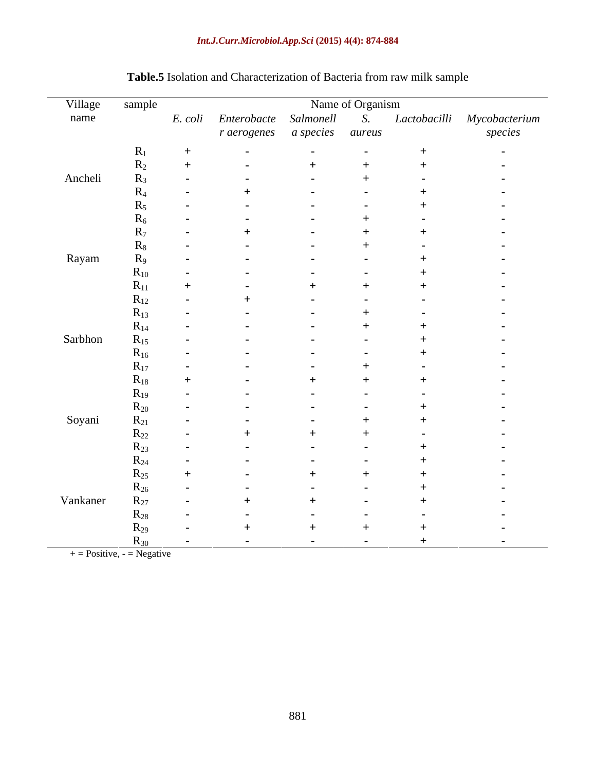**Table.5** Isolation and Characterization of Bacteria from raw milk sample

| Village name | sample | Name of Organism | | | | | |
|---|---|---|---|---|---|---|---|
| | | *E. coli* | *Enterobacter aerogenes* | *Salmonella species* | *S. aureus* | *Lactobacilli* | *Mycobacterium species* |
| Ancheli | $R_1$ | + | - | - | - | + | - |
| | $R_2$ | + | - | + | + | + | - |
| | $R_3$ | - | - | - | + | - | - |
| | $R_4$ | - | + | - | - | + | - |
| | $R_5$ | - | - | - | - | + | - |
| | $R_6$ | - | - | - | + | - | - |
| Rayam | $R_7$ | - | + | - | + | + | - |
| | $R_8$ | - | - | - | + | - | - |
| | $R_9$ | - | - | - | - | + | - |
| | $R_{10}$ | - | - | - | - | + | - |
| | $R_{11}$ | + | - | + | + | + | - |
| | $R_{12}$ | - | + | - | - | - | - |
| Sarbhon | $R_{13}$ | - | - | - | + | - | - |
| | $R_{14}$ | - | - | - | + | + | - |
| | $R_{15}$ | - | - | - | - | + | - |
| | $R_{16}$ | - | - | - | - | + | - |
| | $R_{17}$ | - | - | - | + | - | - |
| | $R_{18}$ | + | - | + | + | + | - |
| Soyani | $R_{19}$ | - | - | - | - | - | - |
| | $R_{20}$ | - | - | - | - | + | - |
| | $R_{21}$ | - | - | - | + | + | - |
| | $R_{22}$ | - | + | + | + | - | - |
| | $R_{23}$ | - | - | - | - | + | - |
| | $R_{24}$ | - | - | - | - | + | - |
| Vankaner | $R_{25}$ | + | - | + | + | + | - |
| | $R_{26}$ | - | - | - | - | + | - |
| | $R_{27}$ | - | + | + | - | + | - |
| | $R_{28}$ | - | - | - | - | - | - |
| | $R_{29}$ | - | + | + | + | + | - |
| | $R_{30}$ | - | - | - | - | + | - |

+ = Positive, - = Negative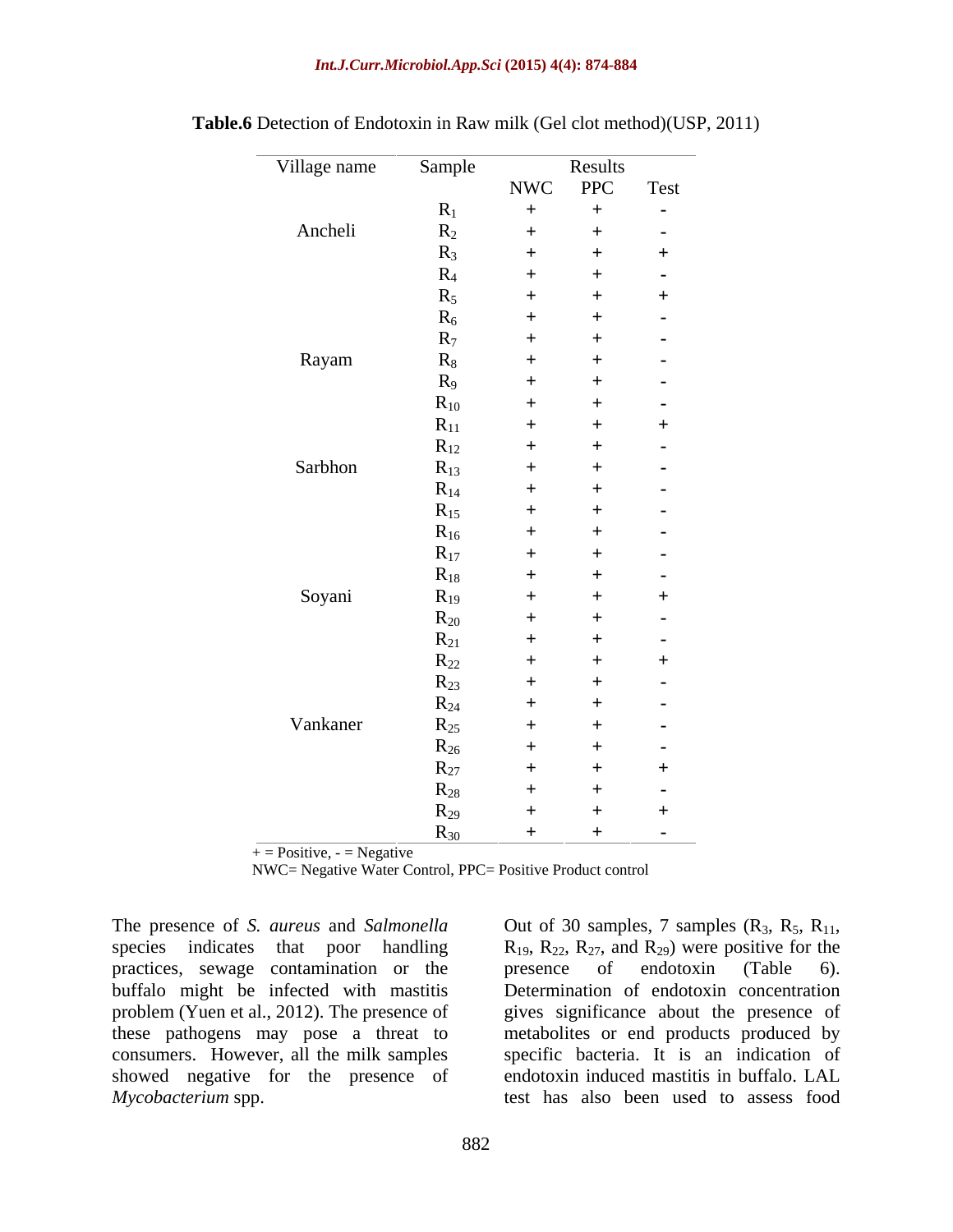**Table.6** Detection of Endotoxin in Raw milk (Gel clot method)(USP, 2011)

| Village name | Sample | Results | | |
|---|---|---|---|---|
| | | NWC | PPC | Test |
| Ancheli | $R_1$ | + | + | - |
| | $R_2$ | + | + | - |
| | $R_3$ | + | + | + |
| | $R_4$ | + | + | - |
| | $R_5$ | + | + | + |
| | $R_6$ | + | + | - |
| Rayam | $R_7$ | + | + | - |
| | $R_8$ | + | + | - |
| | $R_9$ | + | + | - |
| | $R_{10}$ | + | + | - |
| | $R_{11}$ | + | + | + |
| | $R_{12}$ | + | + | - |
| Sarbhon | $R_{13}$ | + | + | - |
| | $R_{14}$ | + | + | - |
| | $R_{15}$ | + | + | - |
| | $R_{16}$ | + | + | - |
| | $R_{17}$ | + | + | - |
| | $R_{18}$ | + | + | - |
| Soyani | $R_{19}$ | + | + | + |
| | $R_{20}$ | + | + | - |
| | $R_{21}$ | + | + | - |
| | $R_{22}$ | + | + | + |
| | $R_{23}$ | + | + | - |
| | $R_{24}$ | + | + | - |
| Vankaner | $R_{25}$ | + | + | - |
| | $R_{26}$ | + | + | - |
| | $R_{27}$ | + | + | + |
| | $R_{28}$ | + | + | - |
| | $R_{29}$ | + | + | + |
| | $R_{30}$ | + | + | - |

+ = Positive, - = Negative
NWC= Negative Water Control, PPC= Positive Product control

The presence of *S. aureus* and *Salmonella* species indicates that poor handling practices, sewage contamination or the buffalo might be infected with mastitis problem (Yuen et al., 2012). The presence of these pathogens may pose a threat to consumers. However, all the milk samples showed negative for the presence of *Mycobacterium* spp.

Out of 30 samples, 7 samples ($R_3$, $R_5$, $R_{11}$, $R_{19}$, $R_{22}$, $R_{27}$, and $R_{29}$) were positive for the presence of endotoxin (Table 6). Determination of endotoxin concentration gives significance about the presence of metabolites or end products produced by specific bacteria. It is an indication of endotoxin induced mastitis in buffalo. LAL test has also been used to assess food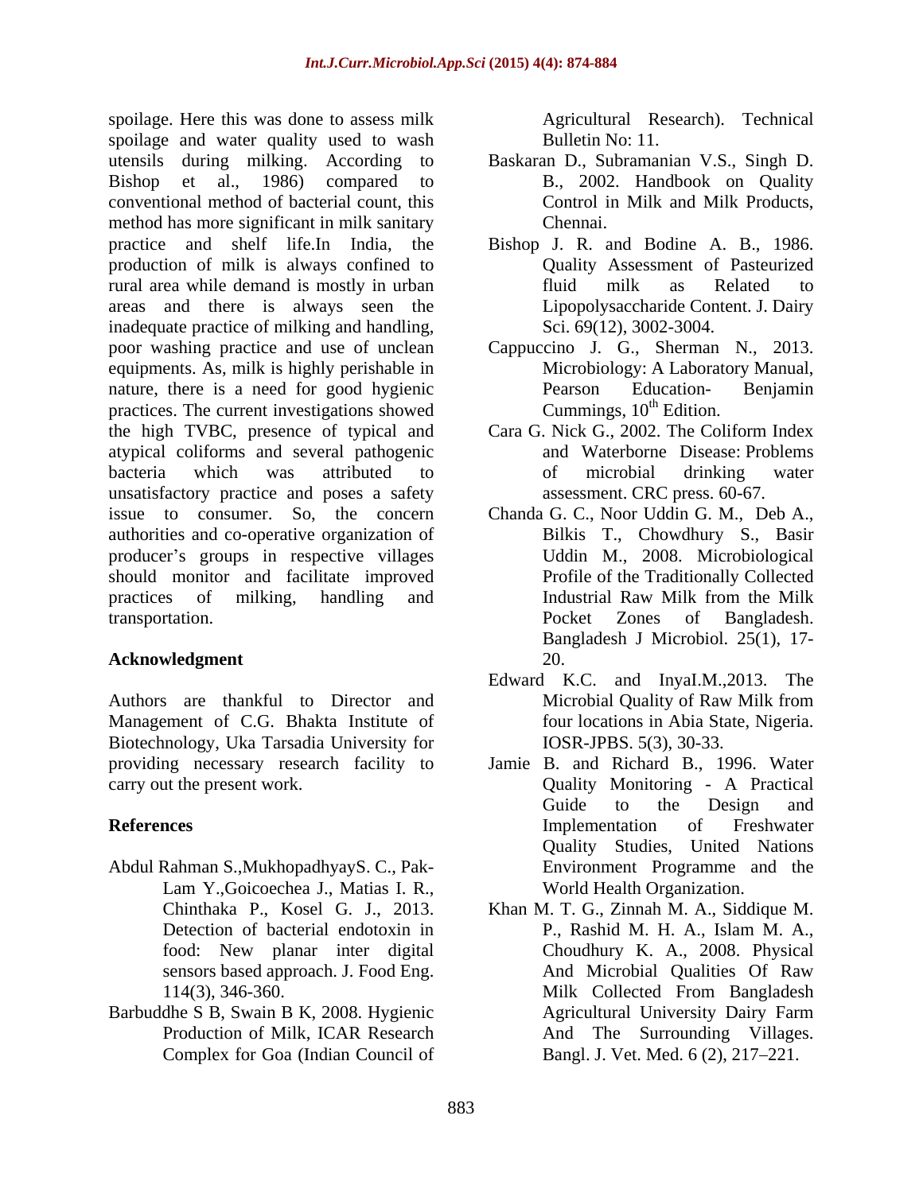spoilage. Here this was done to assess milk spoilage and water quality used to wash utensils during milking. According to Bishop et al., 1986) compared to conventional method of bacterial count, this method has more significant in milk sanitary practice and shelf life.In India, the production of milk is always confined to rural area while demand is mostly in urban areas and there is always seen the inadequate practice of milking and handling, poor washing practice and use of unclean equipments. As, milk is highly perishable in nature, there is a need for good hygienic practices. The current investigations showed the high TVBC, presence of typical and atypical coliforms and several pathogenic bacteria which was attributed to unsatisfactory practice and poses a safety issue to consumer. So, the concern authorities and co-operative organization of producer's groups in respective villages should monitor and facilitate improved practices of milking, handling and transportation.

## Acknowledgment

Authors are thankful to Director and Management of C.G. Bhakta Institute of Biotechnology, Uka Tarsadia University for providing necessary research facility to carry out the present work.

## References

Abdul Rahman S.,MukhopadhyayS. C., Pak-Lam Y.,Goicoechea J., Matias I. R., Chinthaka P., Kosel G. J., 2013. Detection of bacterial endotoxin in food: New planar inter digital sensors based approach. J. Food Eng. 114(3), 346-360.

Barbuddhe S B, Swain B K, 2008. Hygienic Production of Milk, ICAR Research Complex for Goa (Indian Council of Agricultural Research). Technical Bulletin No: 11.

Baskaran D., Subramanian V.S., Singh D. B., 2002. Handbook on Quality Control in Milk and Milk Products, Chennai.

Bishop J. R. and Bodine A. B., 1986. Quality Assessment of Pasteurized fluid milk as Related to Lipopolysaccharide Content. J. Dairy Sci. 69(12), 3002-3004.

Cappuccino J. G., Sherman N., 2013. Microbiology: A Laboratory Manual, Pearson Education- Benjamin Cummings, 10th Edition.

Cara G. Nick G., 2002. The Coliform Index and Waterborne Disease: Problems of microbial drinking water assessment. CRC press. 60-67.

Chanda G. C., Noor Uddin G. M., Deb A., Bilkis T., Chowdhury S., Basir Uddin M., 2008. Microbiological Profile of the Traditionally Collected Industrial Raw Milk from the Milk Pocket Zones of Bangladesh. Bangladesh J Microbiol. 25(1), 17-20.

Edward K.C. and InyaI.M.,2013. The Microbial Quality of Raw Milk from four locations in Abia State, Nigeria. IOSR-JPBS. 5(3), 30-33.

Jamie B. and Richard B., 1996. Water Quality Monitoring - A Practical Guide to the Design and Implementation of Freshwater Quality Studies, United Nations Environment Programme and the World Health Organization.

Khan M. T. G., Zinnah M. A., Siddique M. P., Rashid M. H. A., Islam M. A., Choudhury K. A., 2008. Physical And Microbial Qualities Of Raw Milk Collected From Bangladesh Agricultural University Dairy Farm And The Surrounding Villages. Bangl. J. Vet. Med. 6 (2), 217–221.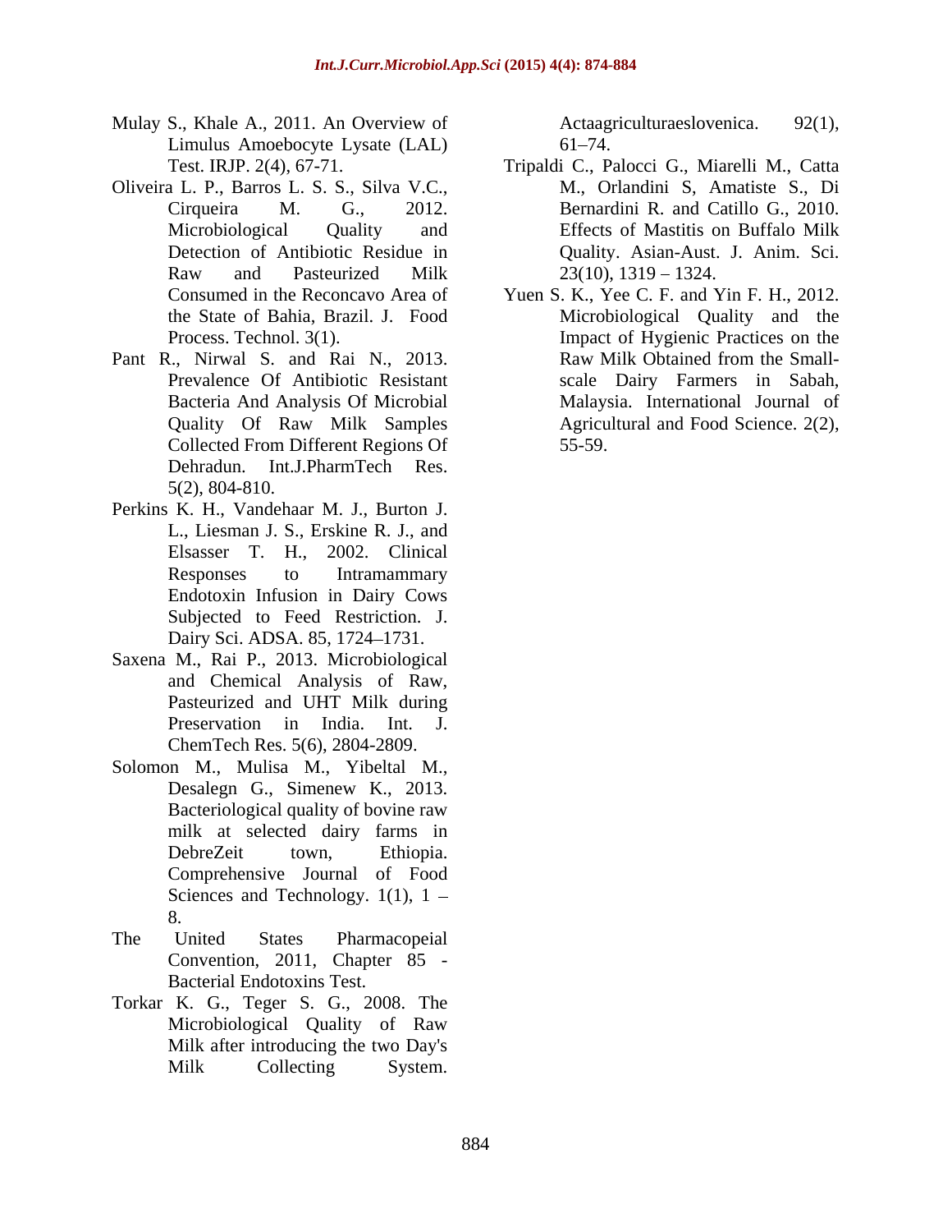Mulay S., Khale A., 2011. An Overview of Limulus Amoebocyte Lysate (LAL) Test. IRJP. 2(4), 67-71.

Oliveira L. P., Barros L. S. S., Silva V.C., Cirqueira M. G., 2012. Microbiological Quality and Detection of Antibiotic Residue in Raw and Pasteurized Milk Consumed in the Reconcavo Area of the State of Bahia, Brazil. J. Food Process. Technol. 3(1).

Pant R., Nirwal S. and Rai N., 2013. Prevalence Of Antibiotic Resistant Bacteria And Analysis Of Microbial Quality Of Raw Milk Samples Collected From Different Regions Of Dehradun. Int.J.PharmTech Res. 5(2), 804-810.

Perkins K. H., Vandehaar M. J., Burton J. L., Liesman J. S., Erskine R. J., and Elsasser T. H., 2002. Clinical Responses to Intramammary Endotoxin Infusion in Dairy Cows Subjected to Feed Restriction. J. Dairy Sci. ADSA. 85, 1724–1731.

Saxena M., Rai P., 2013. Microbiological and Chemical Analysis of Raw, Pasteurized and UHT Milk during Preservation in India. Int. J. ChemTech Res. 5(6), 2804-2809.

Solomon M., Mulisa M., Yibeltal M., Desalegn G., Simenew K., 2013. Bacteriological quality of bovine raw milk at selected dairy farms in DebreZeit town, Ethiopia. Comprehensive Journal of Food Sciences and Technology. 1(1), 1 – 8.

The United States Pharmacopeial Convention, 2011, Chapter 85 - Bacterial Endotoxins Test.

Torkar K. G., Teger S. G., 2008. The Microbiological Quality of Raw Milk after introducing the two Day's Milk Collecting System. Actaagriculturaeslovenica. 92(1), 61–74.

Tripaldi C., Palocci G., Miarelli M., Catta M., Orlandini S, Amatiste S., Di Bernardini R. and Catillo G., 2010. Effects of Mastitis on Buffalo Milk Quality. Asian-Aust. J. Anim. Sci. 23(10), 1319 – 1324.

Yuen S. K., Yee C. F. and Yin F. H., 2012. Microbiological Quality and the Impact of Hygienic Practices on the Raw Milk Obtained from the Small-scale Dairy Farmers in Sabah, Malaysia. International Journal of Agricultural and Food Science. 2(2), 55-59.